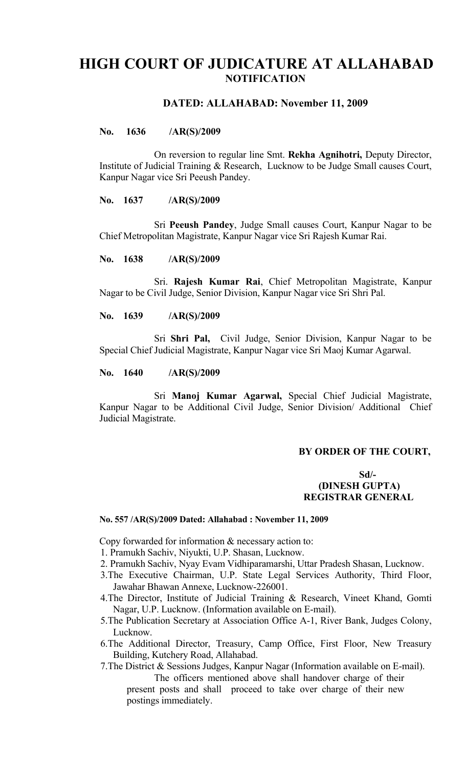# HIGH COURT OF JUDICATURE AT ALLAHABAD
## NOTIFICATION

### DATED: ALLAHABAD: November 11, 2009

**No. 1636 /AR(S)/2009**

On reversion to regular line Smt. **Rekha Agnihotri,** Deputy Director, Institute of Judicial Training & Research, Lucknow to be Judge Small causes Court, Kanpur Nagar vice Sri Peeush Pandey.

**No. 1637 /AR(S)/2009**

Sri **Peeush Pandey**, Judge Small causes Court, Kanpur Nagar to be Chief Metropolitan Magistrate, Kanpur Nagar vice Sri Rajesh Kumar Rai.

**No. 1638 /AR(S)/2009**

Sri. **Rajesh Kumar Rai**, Chief Metropolitan Magistrate, Kanpur Nagar to be Civil Judge, Senior Division, Kanpur Nagar vice Sri Shri Pal.

**No. 1639 /AR(S)/2009**

Sri **Shri Pal,** Civil Judge, Senior Division, Kanpur Nagar to be Special Chief Judicial Magistrate, Kanpur Nagar vice Sri Maoj Kumar Agarwal.

**No. 1640 /AR(S)/2009**

Sri **Manoj Kumar Agarwal,** Special Chief Judicial Magistrate, Kanpur Nagar to be Additional Civil Judge, Senior Division/ Additional Chief Judicial Magistrate.

**BY ORDER OF THE COURT,**

**Sd/-**
**(DINESH GUPTA)**
**REGISTRAR GENERAL**

**No. 557 /AR(S)/2009 Dated: Allahabad : November 11, 2009**

Copy forwarded for information & necessary action to:

1. Pramukh Sachiv, Niyukti, U.P. Shasan, Lucknow.
2. Pramukh Sachiv, Nyay Evam Vidhiparamarshi, Uttar Pradesh Shasan, Lucknow.
3. The Executive Chairman, U.P. State Legal Services Authority, Third Floor, Jawahar Bhawan Annexe, Lucknow-226001.
4. The Director, Institute of Judicial Training & Research, Vineet Khand, Gomti Nagar, U.P. Lucknow. (Information available on E-mail).
5. The Publication Secretary at Association Office A-1, River Bank, Judges Colony, Lucknow.
6. The Additional Director, Treasury, Camp Office, First Floor, New Treasury Building, Kutchery Road, Allahabad.
7. The District & Sessions Judges, Kanpur Nagar (Information available on E-mail).

The officers mentioned above shall handover charge of their present posts and shall proceed to take over charge of their new postings immediately.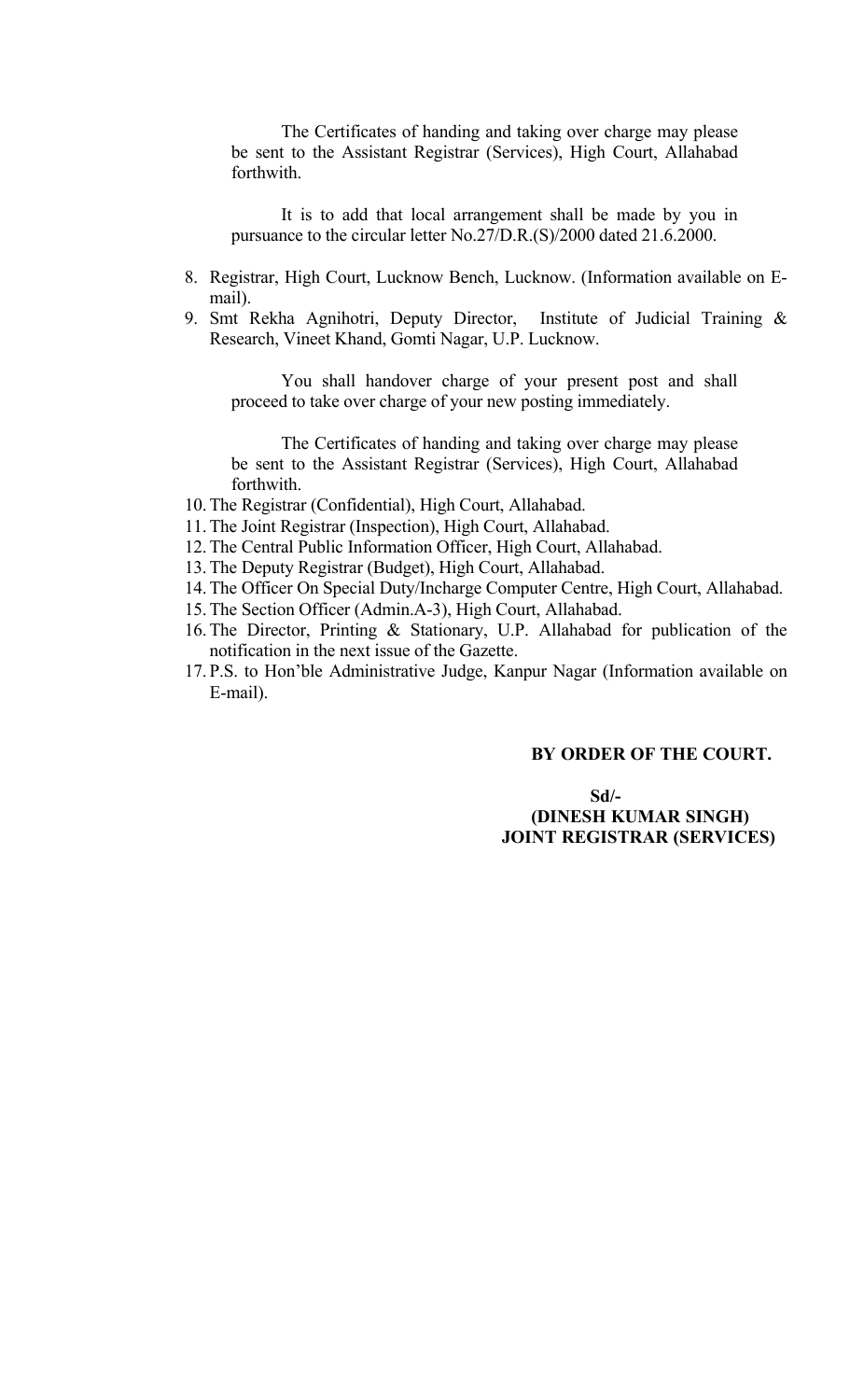The Certificates of handing and taking over charge may please be sent to the Assistant Registrar (Services), High Court, Allahabad forthwith.

It is to add that local arrangement shall be made by you in pursuance to the circular letter No.27/D.R.(S)/2000 dated 21.6.2000.

8. Registrar, High Court, Lucknow Bench, Lucknow. (Information available on E-mail).
9. Smt Rekha Agnihotri, Deputy Director, Institute of Judicial Training & Research, Vineet Khand, Gomti Nagar, U.P. Lucknow.

   You shall handover charge of your present post and shall proceed to take over charge of your new posting immediately.

   The Certificates of handing and taking over charge may please be sent to the Assistant Registrar (Services), High Court, Allahabad forthwith.
10. The Registrar (Confidential), High Court, Allahabad.
11. The Joint Registrar (Inspection), High Court, Allahabad.
12. The Central Public Information Officer, High Court, Allahabad.
13. The Deputy Registrar (Budget), High Court, Allahabad.
14. The Officer On Special Duty/Incharge Computer Centre, High Court, Allahabad.
15. The Section Officer (Admin.A-3), High Court, Allahabad.
16. The Director, Printing & Stationary, U.P. Allahabad for publication of the notification in the next issue of the Gazette.
17. P.S. to Hon'ble Administrative Judge, Kanpur Nagar (Information available on E-mail).

**BY ORDER OF THE COURT.**

**Sd/-**
**(DINESH KUMAR SINGH)**
**JOINT REGISTRAR (SERVICES)**